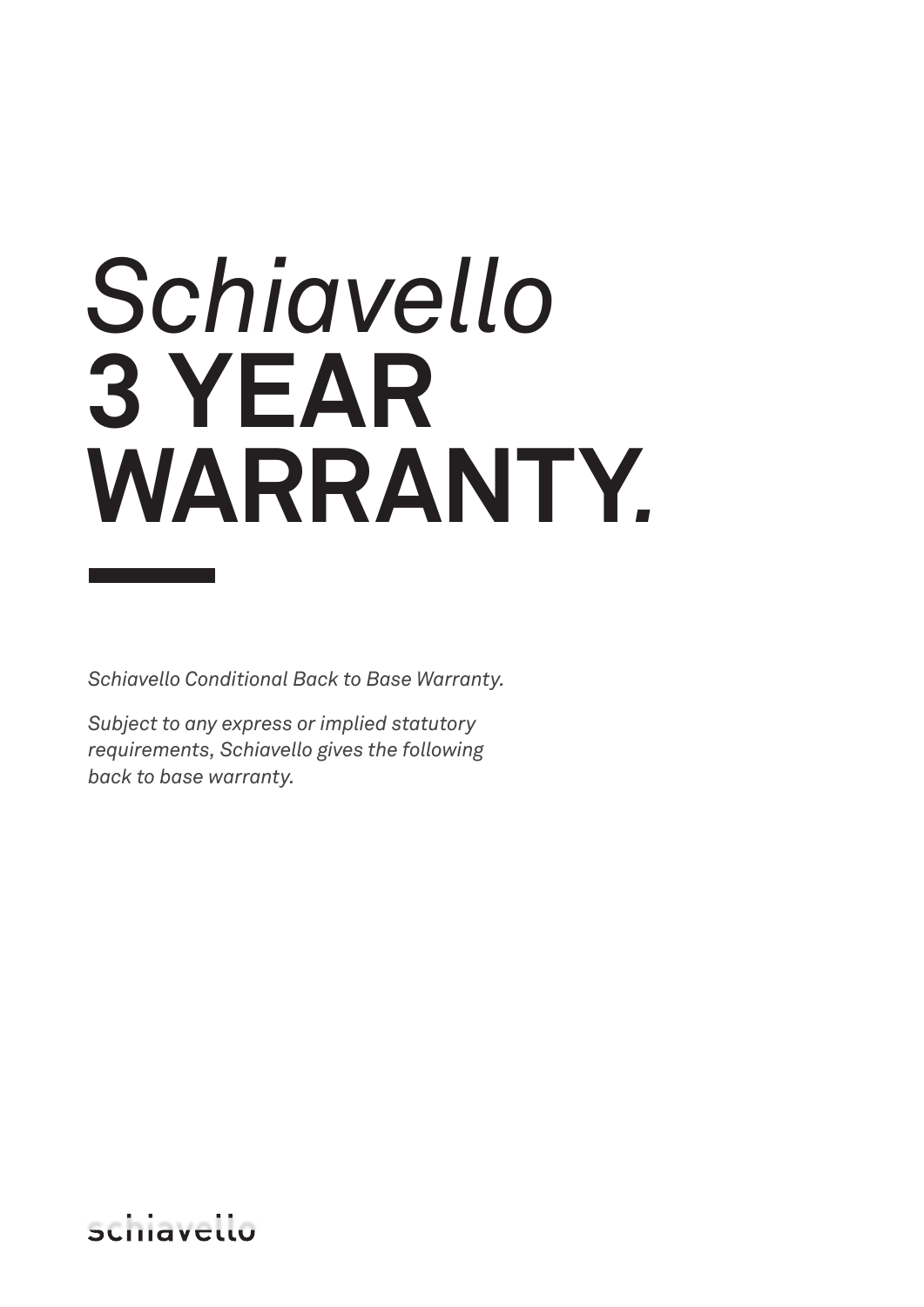# *Schiavello* 3 YEAR WARRANTY.

*Schiavello Conditional Back to Base Warranty.*

*Subject to any express or implied statutory requirements, Schiavello gives the following back to base warranty.*

schiavello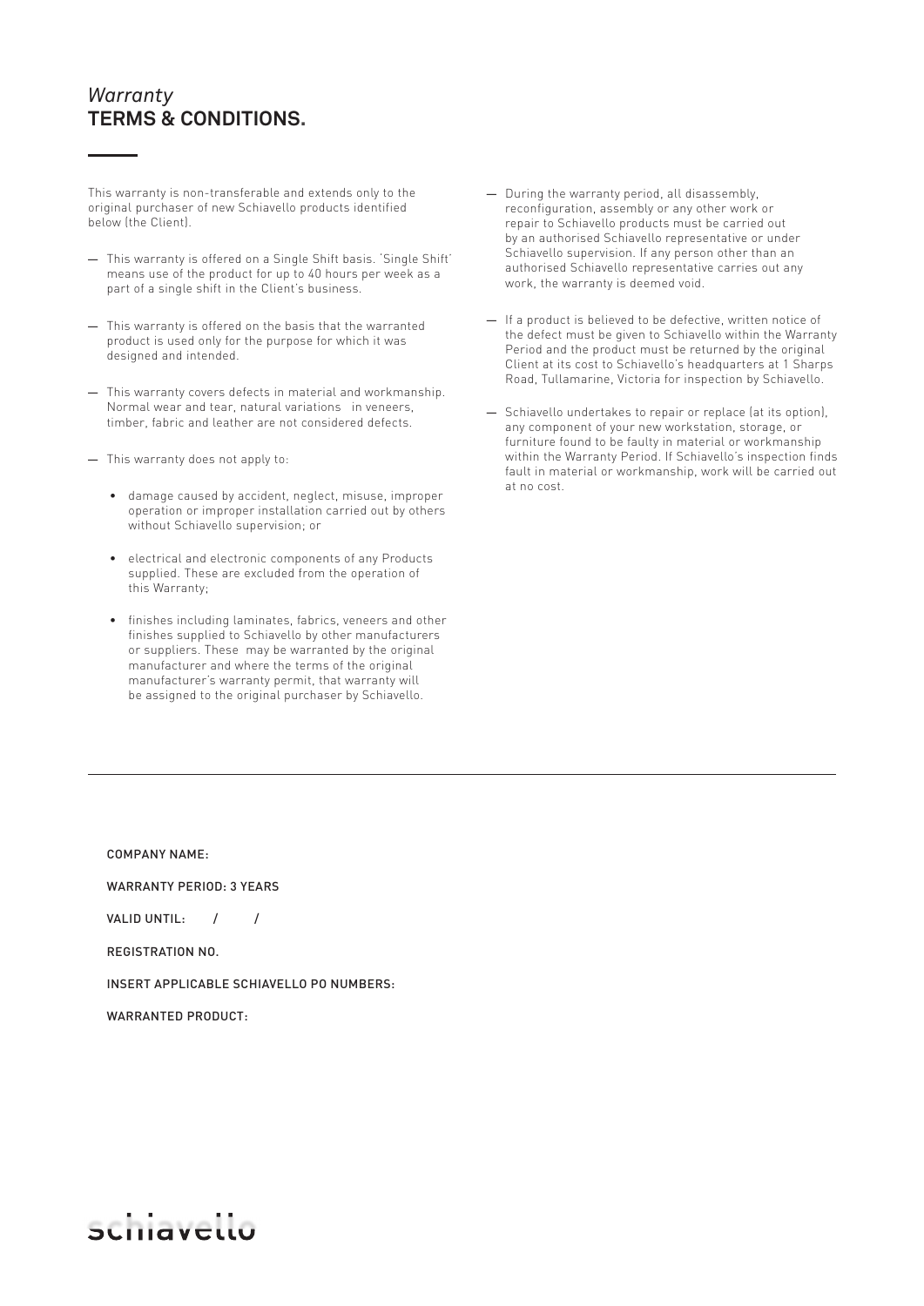*Warranty*
# TERMS & CONDITIONS.

This warranty is non-transferable and extends only to the original purchaser of new Schiavello products identified below (the Client).

— This warranty is offered on a Single Shift basis. 'Single Shift' means use of the product for up to 40 hours per week as a part of a single shift in the Client's business.

— This warranty is offered on the basis that the warranted product is used only for the purpose for which it was designed and intended.

— This warranty covers defects in material and workmanship. Normal wear and tear, natural variations in veneers, timber, fabric and leather are not considered defects.

— This warranty does not apply to:

- damage caused by accident, neglect, misuse, improper operation or improper installation carried out by others without Schiavello supervision; or
- electrical and electronic components of any Products supplied. These are excluded from the operation of this Warranty;
- finishes including laminates, fabrics, veneers and other finishes supplied to Schiavello by other manufacturers or suppliers. These may be warranted by the original manufacturer and where the terms of the original manufacturer's warranty permit, that warranty will be assigned to the original purchaser by Schiavello.

— During the warranty period, all disassembly, reconfiguration, assembly or any other work or repair to Schiavello products must be carried out by an authorised Schiavello representative or under Schiavello supervision. If any person other than an authorised Schiavello representative carries out any work, the warranty is deemed void.

— If a product is believed to be defective, written notice of the defect must be given to Schiavello within the Warranty Period and the product must be returned by the original Client at its cost to Schiavello's headquarters at 1 Sharps Road, Tullamarine, Victoria for inspection by Schiavello.

— Schiavello undertakes to repair or replace (at its option), any component of your new workstation, storage, or furniture found to be faulty in material or workmanship within the Warranty Period. If Schiavello's inspection finds fault in material or workmanship, work will be carried out at no cost.

---

COMPANY NAME:

WARRANTY PERIOD: 3 YEARS

VALID UNTIL: / /

REGISTRATION NO.

INSERT APPLICABLE SCHIAVELLO PO NUMBERS:

WARRANTED PRODUCT:

schiavello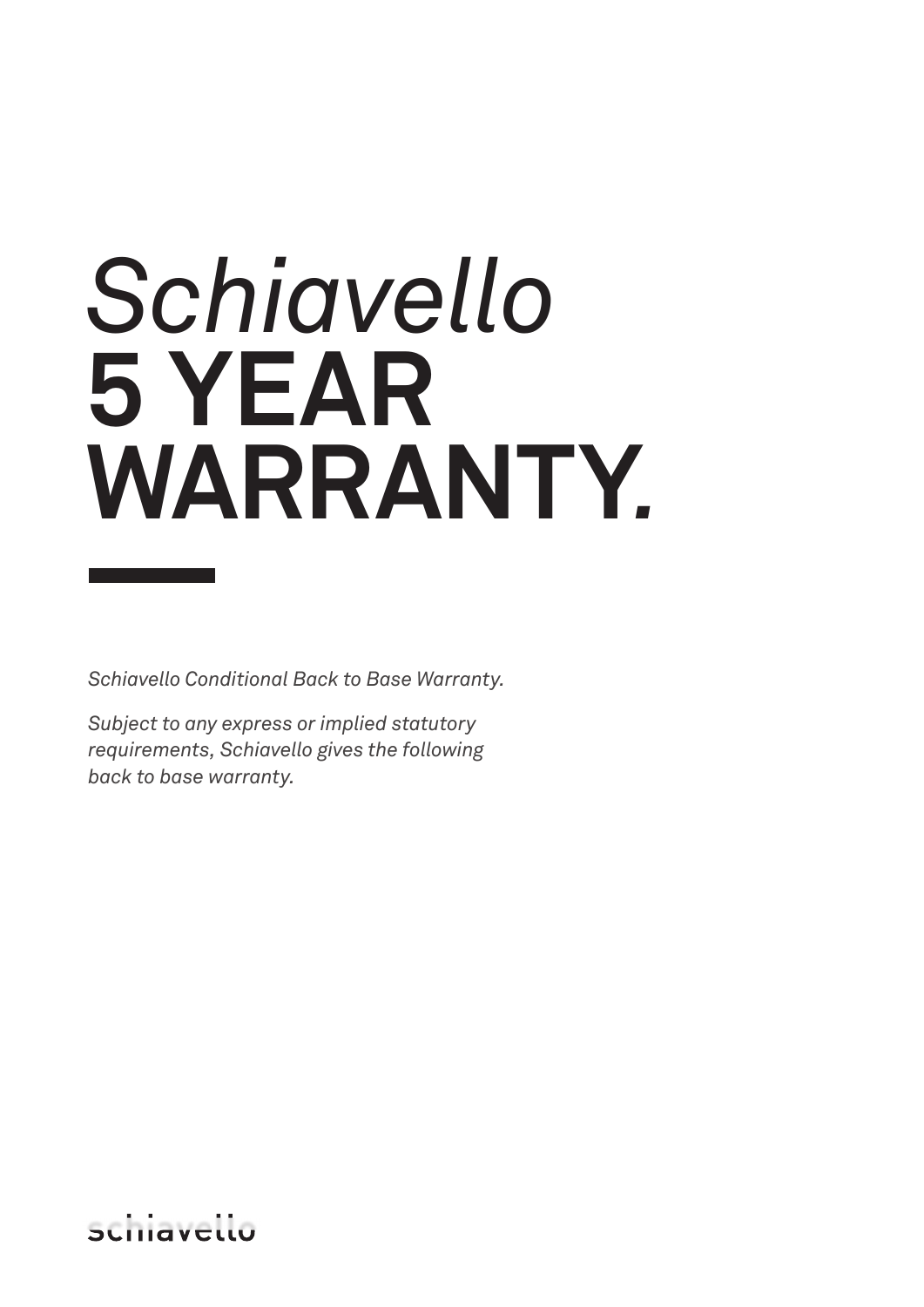# *Schiavello* 5 YEAR WARRANTY.

*Schiavello Conditional Back to Base Warranty.*

*Subject to any express or implied statutory requirements, Schiavello gives the following back to base warranty.*

schiavello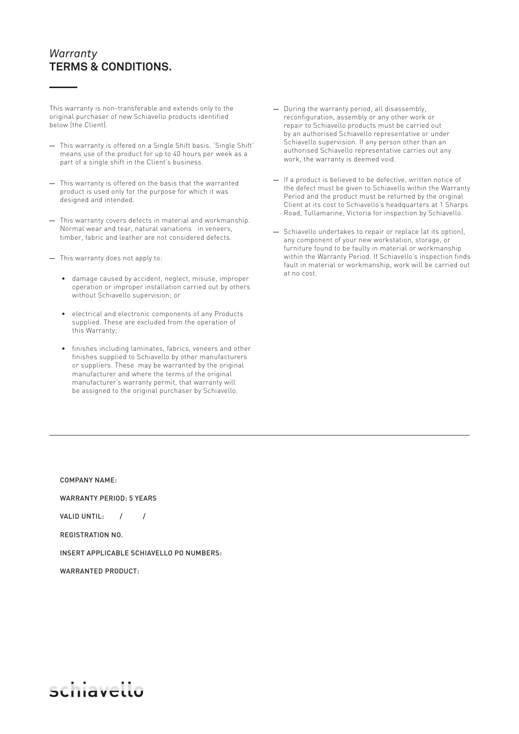## *Warranty*
## **TERMS & CONDITIONS.**

This warranty is non-transferable and extends only to the original purchaser of new Schiavello products identified below (the Client).

- This warranty is offered on a Single Shift basis. 'Single Shift' means use of the product for up to 40 hours per week as a part of a single shift in the Client's business.
- This warranty is offered on the basis that the warranted product is used only for the purpose for which it was designed and intended.
- This warranty covers defects in material and workmanship. Normal wear and tear, natural variations in veneers, timber, fabric and leather are not considered defects.
- This warranty does not apply to:
    - damage caused by accident, neglect, misuse, improper operation or improper installation carried out by others without Schiavello supervision; or
    - electrical and electronic components of any Products supplied. These are excluded from the operation of this Warranty;
    - finishes including laminates, fabrics, veneers and other finishes supplied to Schiavello by other manufacturers or suppliers. These may be warranted by the original manufacturer and where the terms of the original manufacturer's warranty permit, that warranty will be assigned to the original purchaser by Schiavello.
- During the warranty period, all disassembly, reconfiguration, assembly or any other work or repair to Schiavello products must be carried out by an authorised Schiavello representative or under Schiavello supervision. If any person other than an authorised Schiavello representative carries out any work, the warranty is deemed void.
- If a product is believed to be defective, written notice of the defect must be given to Schiavello within the Warranty Period and the product must be returned by the original Client at its cost to Schiavello's headquarters at 1 Sharps Road, Tullamarine, Victoria for inspection by Schiavello.
- Schiavello undertakes to repair or replace (at its option), any component of your new workstation, storage, or furniture found to be faulty in material or workmanship within the Warranty Period. If Schiavello's inspection finds fault in material or workmanship, work will be carried out at no cost.

---

COMPANY NAME:

WARRANTY PERIOD: 5 YEARS

VALID UNTIL: / /

REGISTRATION NO.

INSERT APPLICABLE SCHIAVELLO PO NUMBERS:

WARRANTED PRODUCT:

schiavello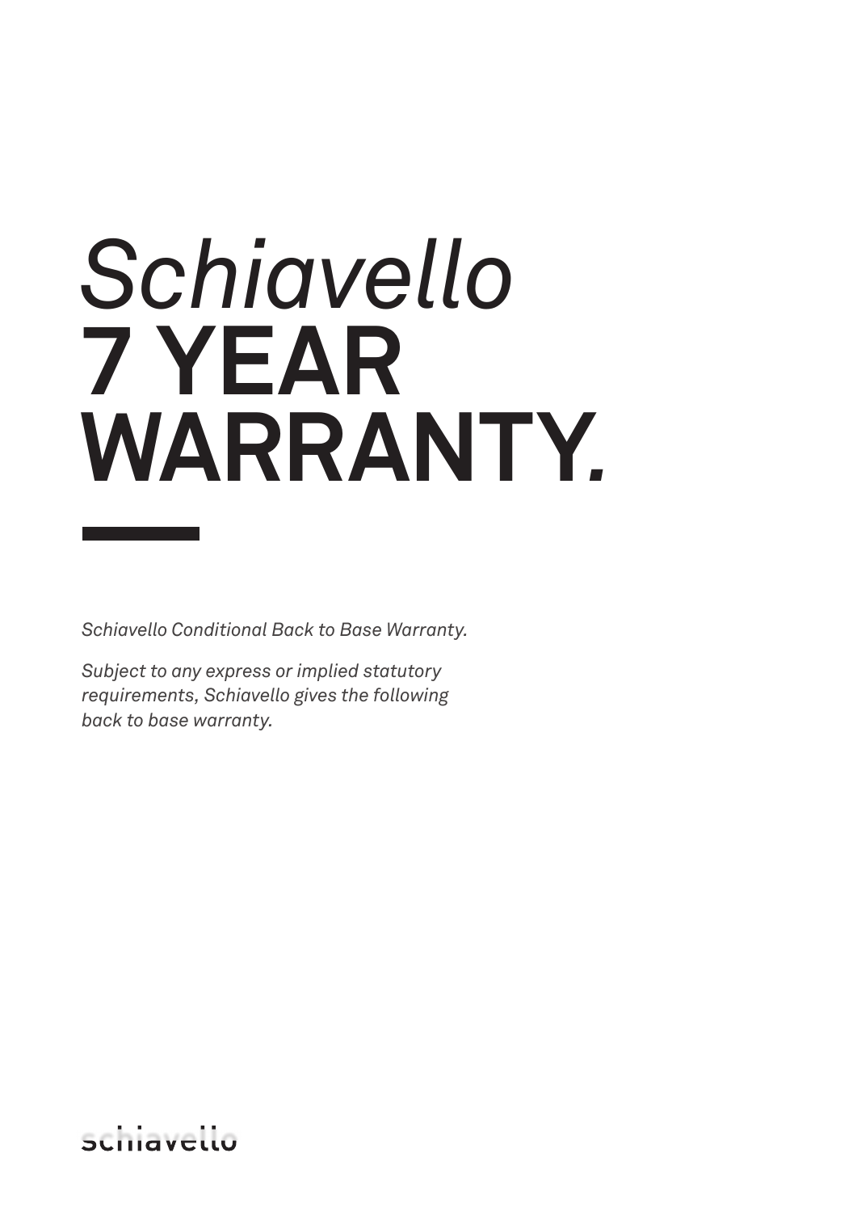# *Schiavello*
# 7 YEAR WARRANTY.

*Schiavello Conditional Back to Base Warranty.*

*Subject to any express or implied statutory requirements, Schiavello gives the following back to base warranty.*

schiavello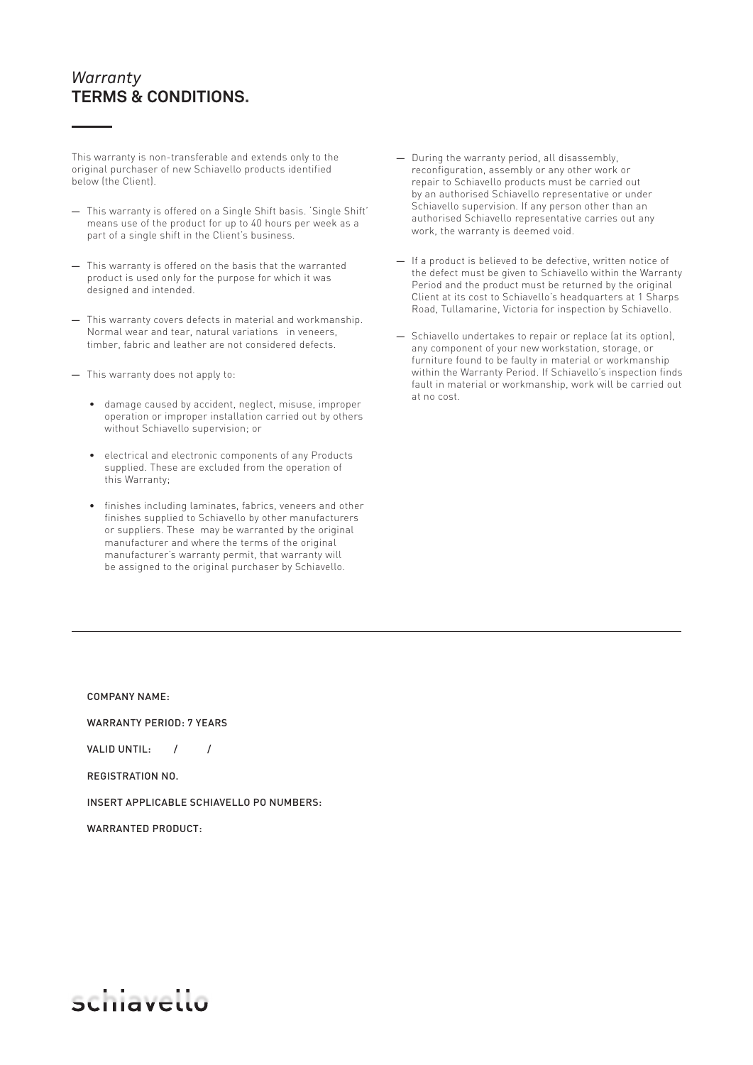# *Warranty*
# TERMS & CONDITIONS.

This warranty is non-transferable and extends only to the original purchaser of new Schiavello products identified below (the Client).

- This warranty is offered on a Single Shift basis. 'Single Shift' means use of the product for up to 40 hours per week as a part of a single shift in the Client's business.
- This warranty is offered on the basis that the warranted product is used only for the purpose for which it was designed and intended.
- This warranty covers defects in material and workmanship. Normal wear and tear, natural variations in veneers, timber, fabric and leather are not considered defects.
- This warranty does not apply to:
    - damage caused by accident, neglect, misuse, improper operation or improper installation carried out by others without Schiavello supervision; or
    - electrical and electronic components of any Products supplied. These are excluded from the operation of this Warranty;
    - finishes including laminates, fabrics, veneers and other finishes supplied to Schiavello by other manufacturers or suppliers. These may be warranted by the original manufacturer and where the terms of the original manufacturer's warranty permit, that warranty will be assigned to the original purchaser by Schiavello.
- During the warranty period, all disassembly, reconfiguration, assembly or any other work or repair to Schiavello products must be carried out by an authorised Schiavello representative or under Schiavello supervision. If any person other than an authorised Schiavello representative carries out any work, the warranty is deemed void.
- If a product is believed to be defective, written notice of the defect must be given to Schiavello within the Warranty Period and the product must be returned by the original Client at its cost to Schiavello's headquarters at 1 Sharps Road, Tullamarine, Victoria for inspection by Schiavello.
- Schiavello undertakes to repair or replace (at its option), any component of your new workstation, storage, or furniture found to be faulty in material or workmanship within the Warranty Period. If Schiavello's inspection finds fault in material or workmanship, work will be carried out at no cost.

---

COMPANY NAME:

WARRANTY PERIOD: 7 YEARS

VALID UNTIL: / /

REGISTRATION NO.

INSERT APPLICABLE SCHIAVELLO PO NUMBERS:

WARRANTED PRODUCT:

schiavello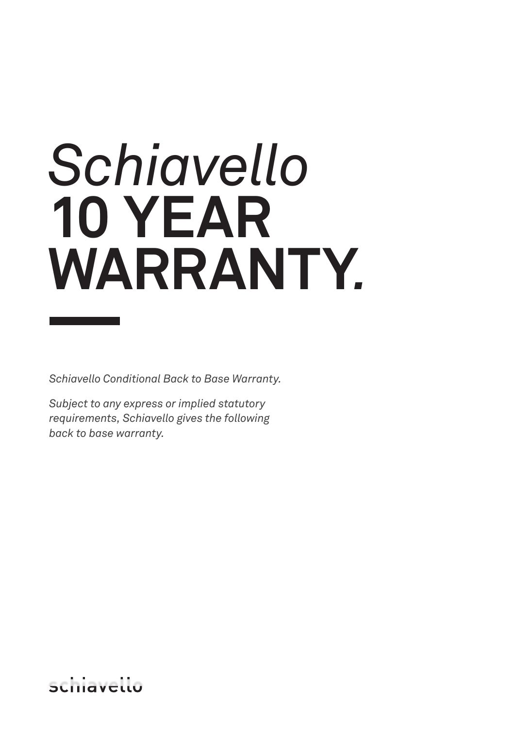# *Schiavello* 10 YEAR WARRANTY.

*Schiavello Conditional Back to Base Warranty.*

*Subject to any express or implied statutory requirements, Schiavello gives the following back to base warranty.*

schiavello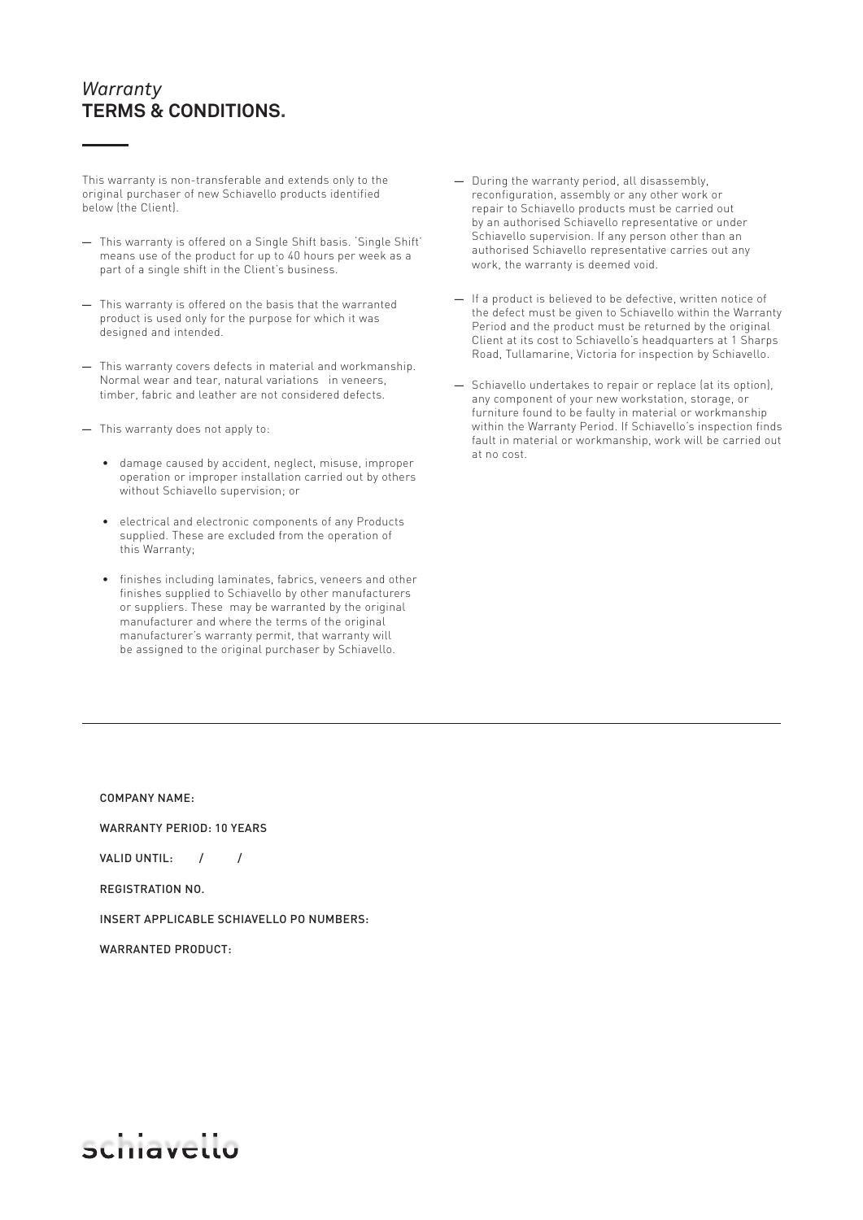# *Warranty* TERMS & CONDITIONS.

This warranty is non-transferable and extends only to the original purchaser of new Schiavello products identified below (the Client).

- This warranty is offered on a Single Shift basis. 'Single Shift' means use of the product for up to 40 hours per week as a part of a single shift in the Client's business.
- This warranty is offered on the basis that the warranted product is used only for the purpose for which it was designed and intended.
- This warranty covers defects in material and workmanship. Normal wear and tear, natural variations in veneers, timber, fabric and leather are not considered defects.
- This warranty does not apply to:
  - damage caused by accident, neglect, misuse, improper operation or improper installation carried out by others without Schiavello supervision; or
  - electrical and electronic components of any Products supplied. These are excluded from the operation of this Warranty;
  - finishes including laminates, fabrics, veneers and other finishes supplied to Schiavello by other manufacturers or suppliers. These may be warranted by the original manufacturer and where the terms of the original manufacturer's warranty permit, that warranty will be assigned to the original purchaser by Schiavello.
- During the warranty period, all disassembly, reconfiguration, assembly or any other work or repair to Schiavello products must be carried out by an authorised Schiavello representative or under Schiavello supervision. If any person other than an authorised Schiavello representative carries out any work, the warranty is deemed void.
- If a product is believed to be defective, written notice of the defect must be given to Schiavello within the Warranty Period and the product must be returned by the original Client at its cost to Schiavello's headquarters at 1 Sharps Road, Tullamarine, Victoria for inspection by Schiavello.
- Schiavello undertakes to repair or replace (at its option), any component of your new workstation, storage, or furniture found to be faulty in material or workmanship within the Warranty Period. If Schiavello's inspection finds fault in material or workmanship, work will be carried out at no cost.

---

COMPANY NAME:

WARRANTY PERIOD: 10 YEARS

VALID UNTIL: / /

REGISTRATION NO.

INSERT APPLICABLE SCHIAVELLO PO NUMBERS:

WARRANTED PRODUCT:

schiavello